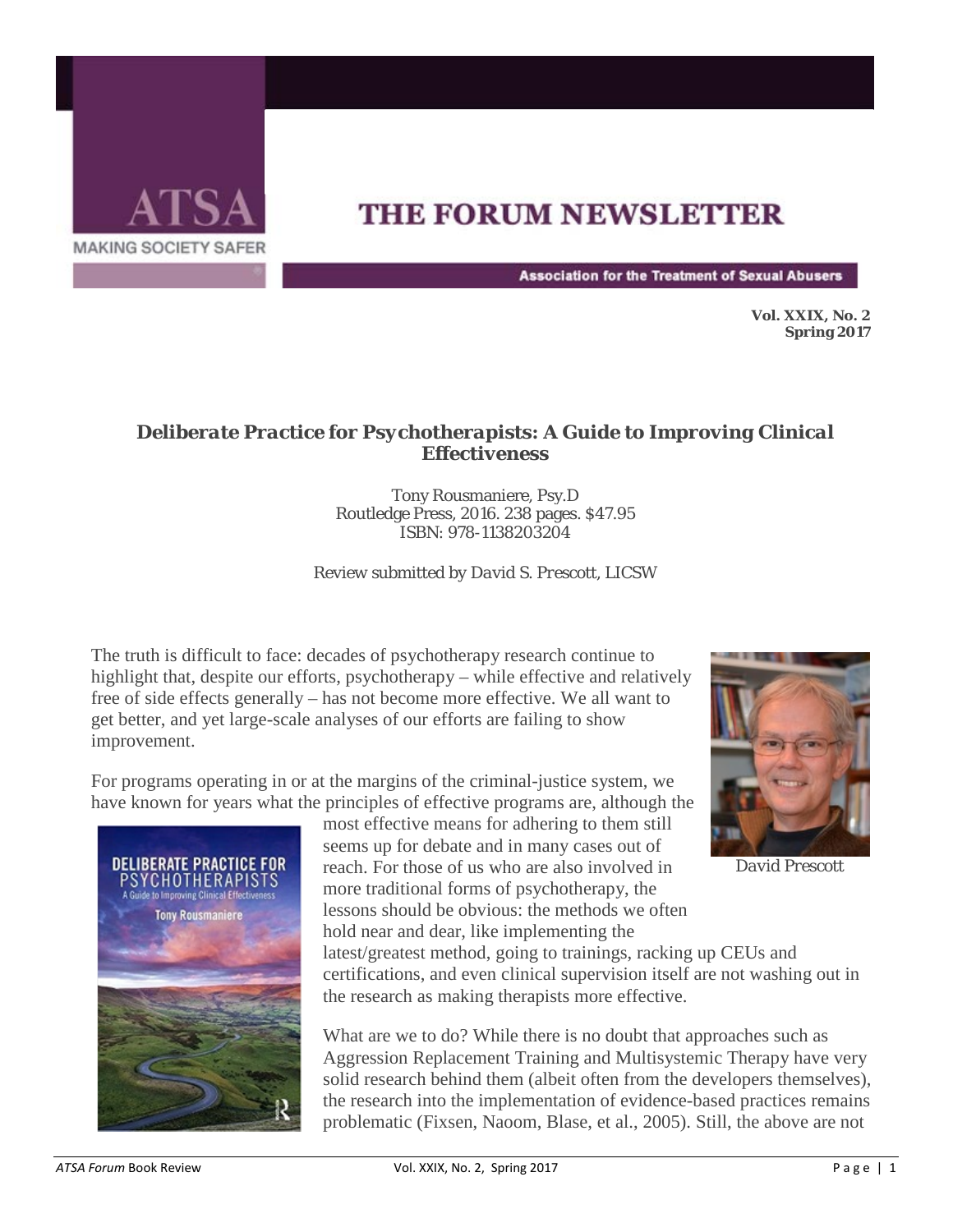# THE FORUM NEWSLETTER

ATSA — MAKING SOCIETY SAFER

Association for the Treatment of Sexual Abusers

**Vol. XXIX, No. 2**
**Spring 2017**

## *Deliberate Practice for Psychotherapists: A Guide to Improving Clinical Effectiveness*

Tony Rousmaniere, Psy.D
Routledge Press, 2016. 238 pages. $47.95
ISBN: 978-1138203204

Review submitted by David S. Prescott, LICSW

The truth is difficult to face: decades of psychotherapy research continue to highlight that, despite our efforts, psychotherapy – while effective and relatively free of side effects generally – has not become more effective. We all want to get better, and yet large-scale analyses of our efforts are failing to show improvement.

David Prescott

For programs operating in or at the margins of the criminal-justice system, we have known for years what the principles of effective programs are, although the most effective means for adhering to them still seems up for debate and in many cases out of reach. For those of us who are also involved in more traditional forms of psychotherapy, the lessons should be obvious: the methods we often hold near and dear, like implementing the latest/greatest method, going to trainings, racking up CEUs and certifications, and even clinical supervision itself are not washing out in the research as making therapists more effective.

What are we to do? While there is no doubt that approaches such as Aggression Replacement Training and Multisystemic Therapy have very solid research behind them (albeit often from the developers themselves), the research into the implementation of evidence-based practices remains problematic (Fixsen, Naoom, Blase, et al., 2005). Still, the above are not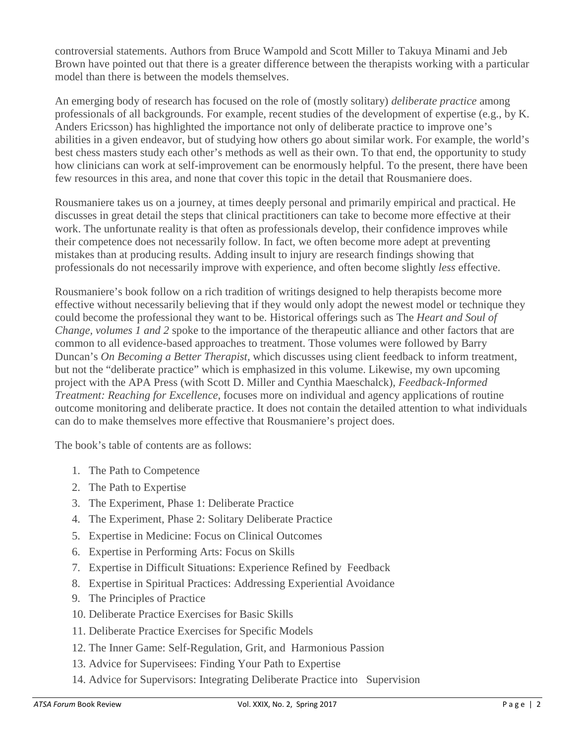controversial statements. Authors from Bruce Wampold and Scott Miller to Takuya Minami and Jeb Brown have pointed out that there is a greater difference between the therapists working with a particular model than there is between the models themselves.

An emerging body of research has focused on the role of (mostly solitary) *deliberate practice* among professionals of all backgrounds. For example, recent studies of the development of expertise (e.g., by K. Anders Ericsson) has highlighted the importance not only of deliberate practice to improve one's abilities in a given endeavor, but of studying how others go about similar work. For example, the world's best chess masters study each other's methods as well as their own. To that end, the opportunity to study how clinicians can work at self-improvement can be enormously helpful. To the present, there have been few resources in this area, and none that cover this topic in the detail that Rousmaniere does.

Rousmaniere takes us on a journey, at times deeply personal and primarily empirical and practical. He discusses in great detail the steps that clinical practitioners can take to become more effective at their work. The unfortunate reality is that often as professionals develop, their confidence improves while their competence does not necessarily follow. In fact, we often become more adept at preventing mistakes than at producing results. Adding insult to injury are research findings showing that professionals do not necessarily improve with experience, and often become slightly *less* effective.

Rousmaniere's book follow on a rich tradition of writings designed to help therapists become more effective without necessarily believing that if they would only adopt the newest model or technique they could become the professional they want to be. Historical offerings such as The *Heart and Soul of Change, volumes 1 and 2* spoke to the importance of the therapeutic alliance and other factors that are common to all evidence-based approaches to treatment. Those volumes were followed by Barry Duncan's *On Becoming a Better Therapist,* which discusses using client feedback to inform treatment, but not the "deliberate practice" which is emphasized in this volume. Likewise, my own upcoming project with the APA Press (with Scott D. Miller and Cynthia Maeschalck), *Feedback-Informed Treatment: Reaching for Excellence*, focuses more on individual and agency applications of routine outcome monitoring and deliberate practice. It does not contain the detailed attention to what individuals can do to make themselves more effective that Rousmaniere's project does.

The book's table of contents are as follows:

1. The Path to Competence
2. The Path to Expertise
3. The Experiment, Phase 1: Deliberate Practice
4. The Experiment, Phase 2: Solitary Deliberate Practice
5. Expertise in Medicine: Focus on Clinical Outcomes
6. Expertise in Performing Arts: Focus on Skills
7. Expertise in Difficult Situations: Experience Refined by Feedback
8. Expertise in Spiritual Practices: Addressing Experiential Avoidance
9. The Principles of Practice
10. Deliberate Practice Exercises for Basic Skills
11. Deliberate Practice Exercises for Specific Models
12. The Inner Game: Self-Regulation, Grit, and Harmonious Passion
13. Advice for Supervisees: Finding Your Path to Expertise
14. Advice for Supervisors: Integrating Deliberate Practice into Supervision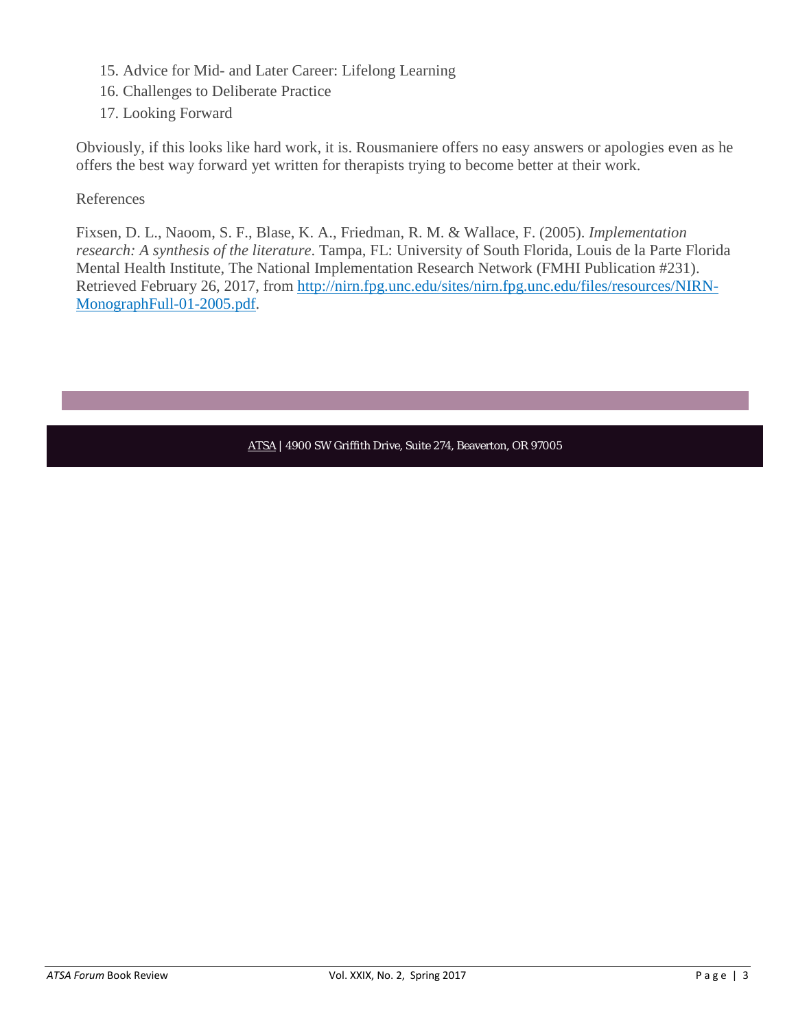15. Advice for Mid- and Later Career: Lifelong Learning
16. Challenges to Deliberate Practice
17. Looking Forward

Obviously, if this looks like hard work, it is. Rousmaniere offers no easy answers or apologies even as he offers the best way forward yet written for therapists trying to become better at their work.

References

Fixsen, D. L., Naoom, S. F., Blase, K. A., Friedman, R. M. & Wallace, F. (2005). *Implementation research: A synthesis of the literature*. Tampa, FL: University of South Florida, Louis de la Parte Florida Mental Health Institute, The National Implementation Research Network (FMHI Publication #231). Retrieved February 26, 2017, from [http://nirn.fpg.unc.edu/sites/nirn.fpg.unc.edu/files/resources/NIRN-MonographFull-01-2005.pdf](http://nirn.fpg.unc.edu/sites/nirn.fpg.unc.edu/files/resources/NIRN-MonographFull-01-2005.pdf).

ATSA | 4900 SW Griffith Drive, Suite 274, Beaverton, OR 97005